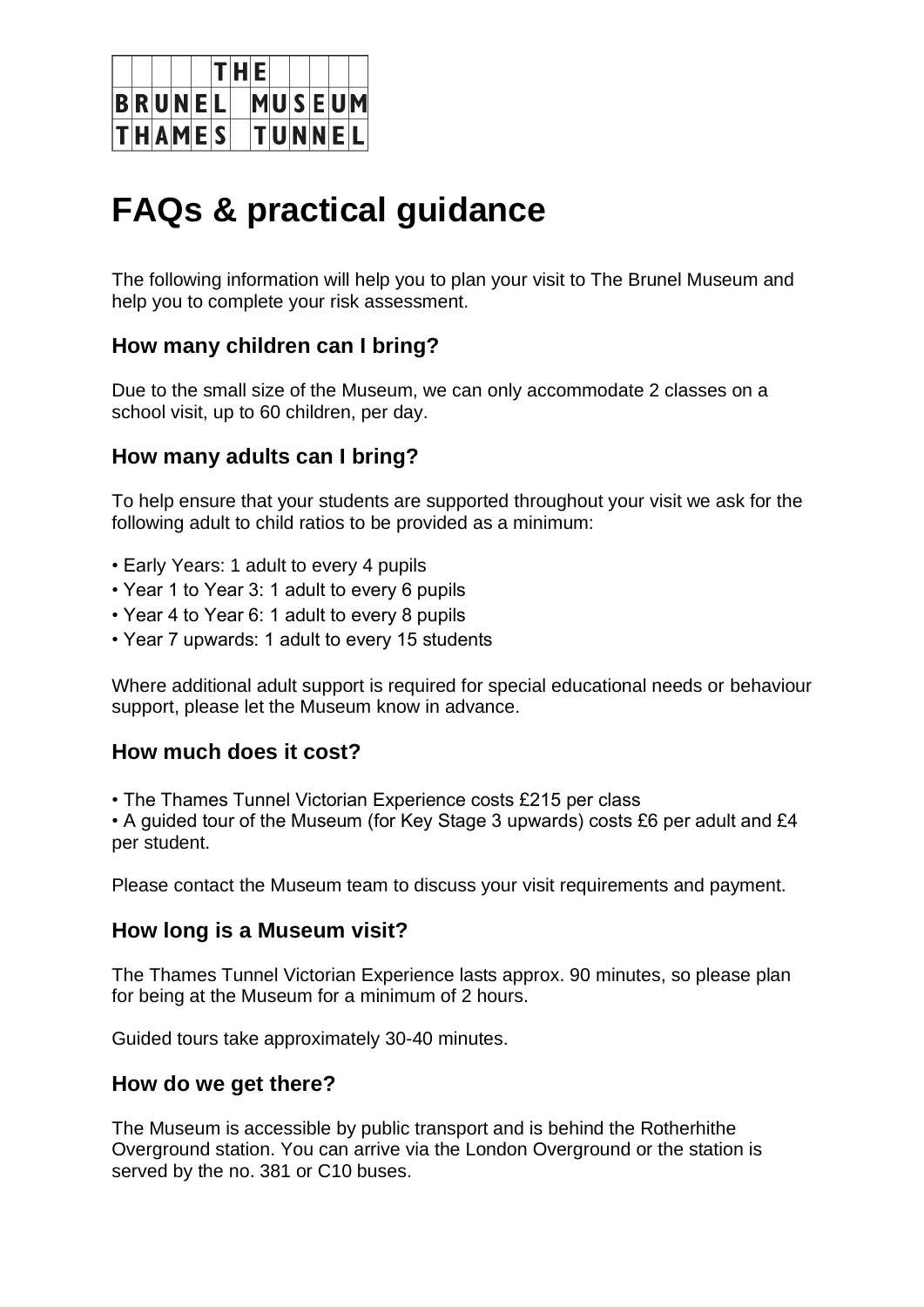THE BRUNEL MUSEUM THAMES TUNNEL

# FAQs & practical guidance

The following information will help you to plan your visit to The Brunel Museum and help you to complete your risk assessment.

## How many children can I bring?

Due to the small size of the Museum, we can only accommodate 2 classes on a school visit, up to 60 children, per day.

## How many adults can I bring?

To help ensure that your students are supported throughout your visit we ask for the following adult to child ratios to be provided as a minimum:

- Early Years: 1 adult to every 4 pupils
- Year 1 to Year 3: 1 adult to every 6 pupils
- Year 4 to Year 6: 1 adult to every 8 pupils
- Year 7 upwards: 1 adult to every 15 students

Where additional adult support is required for special educational needs or behaviour support, please let the Museum know in advance.

## How much does it cost?

- The Thames Tunnel Victorian Experience costs £215 per class
- A guided tour of the Museum (for Key Stage 3 upwards) costs £6 per adult and £4 per student.

Please contact the Museum team to discuss your visit requirements and payment.

## How long is a Museum visit?

The Thames Tunnel Victorian Experience lasts approx. 90 minutes, so please plan for being at the Museum for a minimum of 2 hours.

Guided tours take approximately 30-40 minutes.

## How do we get there?

The Museum is accessible by public transport and is behind the Rotherhithe Overground station. You can arrive via the London Overground or the station is served by the no. 381 or C10 buses.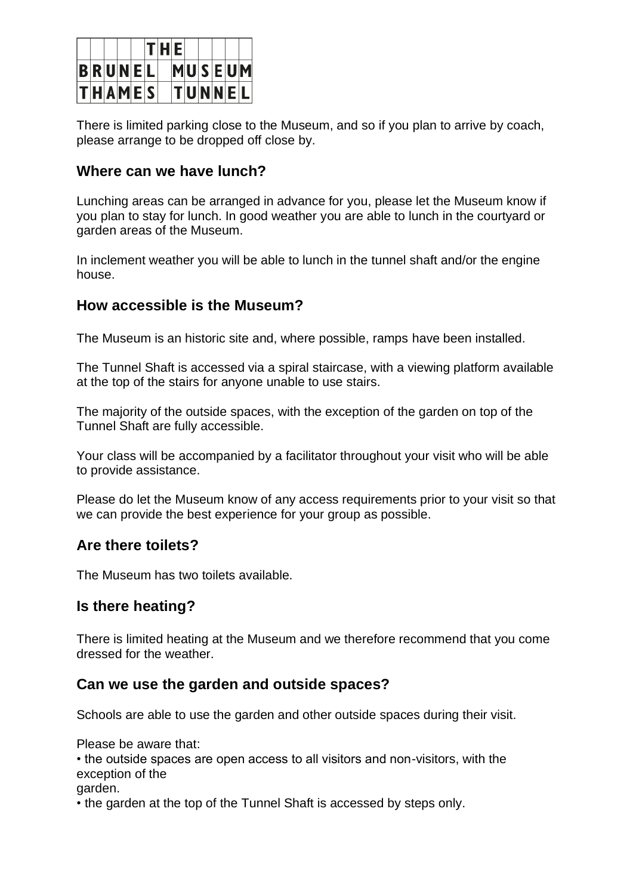THE BRUNEL MUSEUM THAMES TUNNEL

There is limited parking close to the Museum, and so if you plan to arrive by coach, please arrange to be dropped off close by.

### Where can we have lunch?

Lunching areas can be arranged in advance for you, please let the Museum know if you plan to stay for lunch. In good weather you are able to lunch in the courtyard or garden areas of the Museum.

In inclement weather you will be able to lunch in the tunnel shaft and/or the engine house.

### How accessible is the Museum?

The Museum is an historic site and, where possible, ramps have been installed.

The Tunnel Shaft is accessed via a spiral staircase, with a viewing platform available at the top of the stairs for anyone unable to use stairs.

The majority of the outside spaces, with the exception of the garden on top of the Tunnel Shaft are fully accessible.

Your class will be accompanied by a facilitator throughout your visit who will be able to provide assistance.

Please do let the Museum know of any access requirements prior to your visit so that we can provide the best experience for your group as possible.

### Are there toilets?

The Museum has two toilets available.

### Is there heating?

There is limited heating at the Museum and we therefore recommend that you come dressed for the weather.

### Can we use the garden and outside spaces?

Schools are able to use the garden and other outside spaces during their visit.

Please be aware that:

- the outside spaces are open access to all visitors and non-visitors, with the exception of the garden.
- the garden at the top of the Tunnel Shaft is accessed by steps only.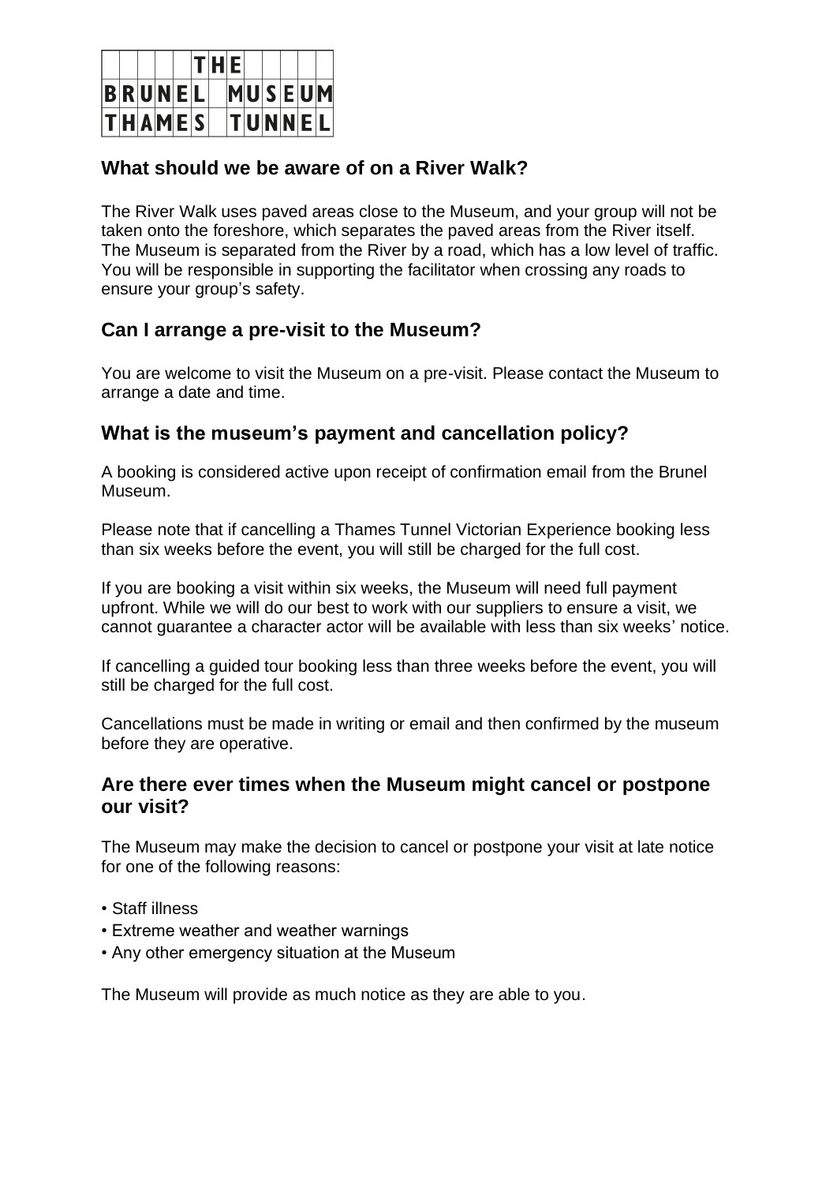THE BRUNEL MUSEUM THAMES TUNNEL

## What should we be aware of on a River Walk?

The River Walk uses paved areas close to the Museum, and your group will not be taken onto the foreshore, which separates the paved areas from the River itself. The Museum is separated from the River by a road, which has a low level of traffic. You will be responsible in supporting the facilitator when crossing any roads to ensure your group's safety.

## Can I arrange a pre-visit to the Museum?

You are welcome to visit the Museum on a pre-visit. Please contact the Museum to arrange a date and time.

## What is the museum's payment and cancellation policy?

A booking is considered active upon receipt of confirmation email from the Brunel Museum.

Please note that if cancelling a Thames Tunnel Victorian Experience booking less than six weeks before the event, you will still be charged for the full cost.

If you are booking a visit within six weeks, the Museum will need full payment upfront. While we will do our best to work with our suppliers to ensure a visit, we cannot guarantee a character actor will be available with less than six weeks' notice.

If cancelling a guided tour booking less than three weeks before the event, you will still be charged for the full cost.

Cancellations must be made in writing or email and then confirmed by the museum before they are operative.

## Are there ever times when the Museum might cancel or postpone our visit?

The Museum may make the decision to cancel or postpone your visit at late notice for one of the following reasons:

- Staff illness
- Extreme weather and weather warnings
- Any other emergency situation at the Museum

The Museum will provide as much notice as they are able to you.